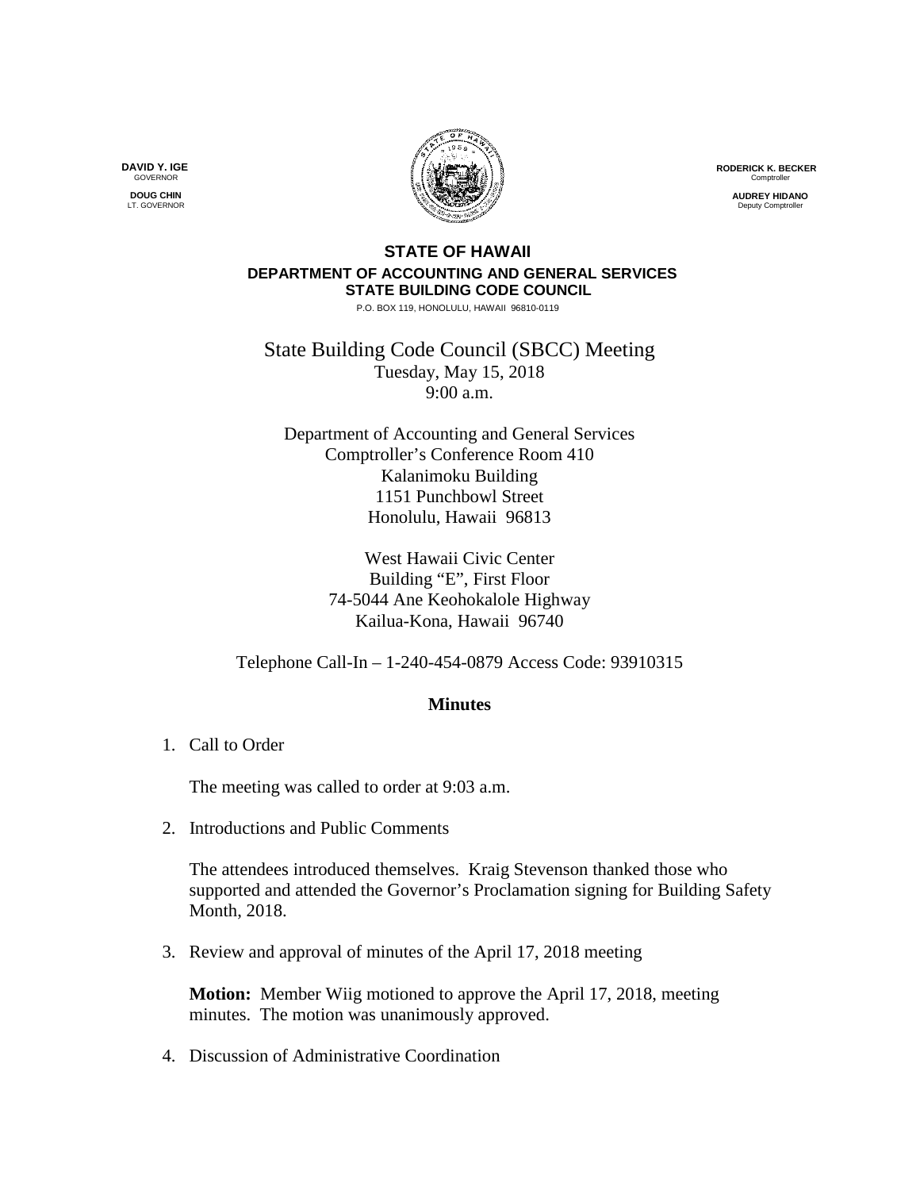DAVID Y. IGE
GOVERNOR

DOUG CHIN
LT. GOVERNOR

RODERICK K. BECKER
Comptroller

AUDREY HIDANO
Deputy Comptroller

**STATE OF HAWAII**
**DEPARTMENT OF ACCOUNTING AND GENERAL SERVICES**
**STATE BUILDING CODE COUNCIL**
P.O. BOX 119, HONOLULU, HAWAII 96810-0119

# State Building Code Council (SBCC) Meeting

Tuesday, May 15, 2018
9:00 a.m.

Department of Accounting and General Services
Comptroller's Conference Room 410
Kalanimoku Building
1151 Punchbowl Street
Honolulu, Hawaii 96813

West Hawaii Civic Center
Building "E", First Floor
74-5044 Ane Keohokalole Highway
Kailua-Kona, Hawaii 96740

Telephone Call-In – 1-240-454-0879 Access Code: 93910315

## Minutes

1. Call to Order

   The meeting was called to order at 9:03 a.m.

2. Introductions and Public Comments

   The attendees introduced themselves. Kraig Stevenson thanked those who supported and attended the Governor's Proclamation signing for Building Safety Month, 2018.

3. Review and approval of minutes of the April 17, 2018 meeting

   **Motion:** Member Wiig motioned to approve the April 17, 2018, meeting minutes. The motion was unanimously approved.

4. Discussion of Administrative Coordination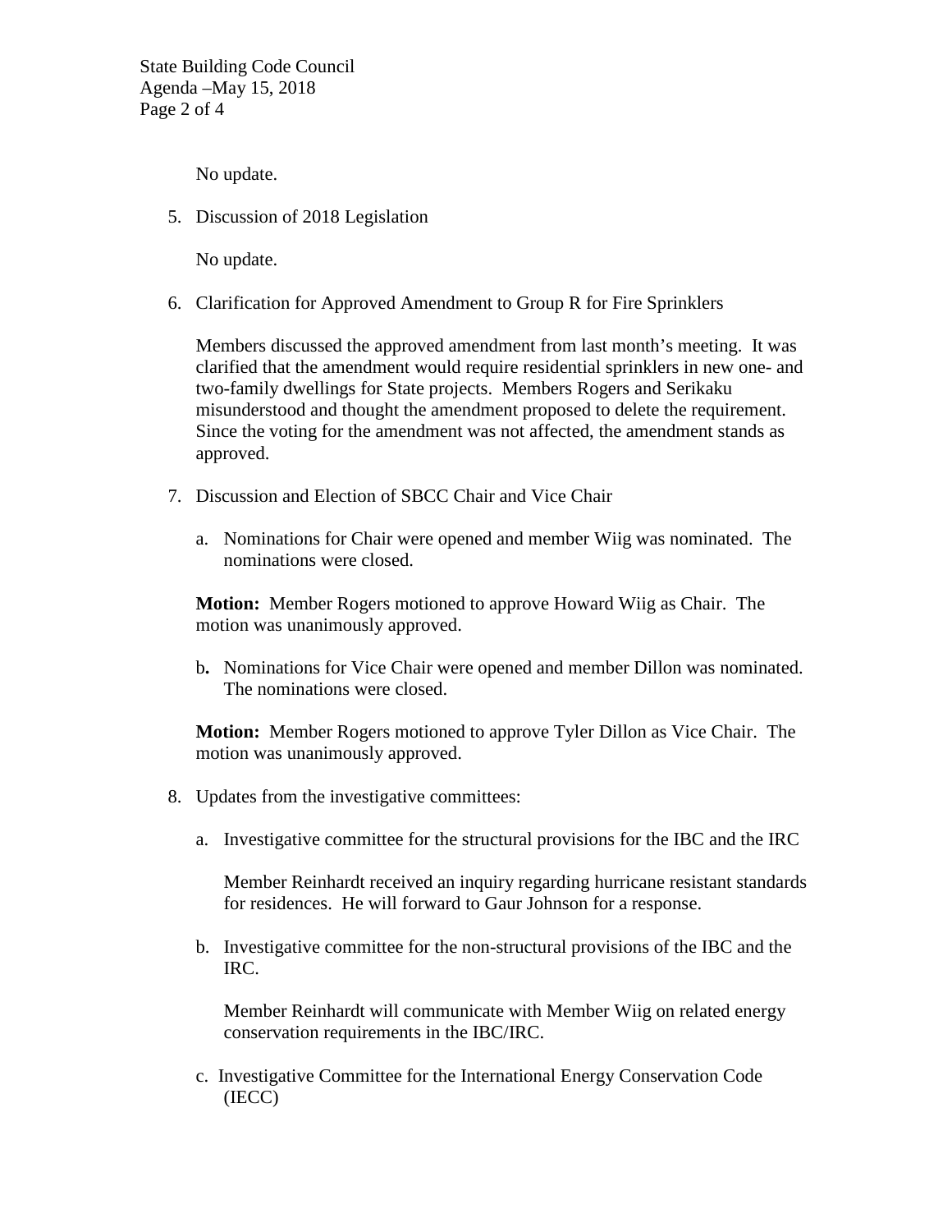No update.

5. Discussion of 2018 Legislation

   No update.

6. Clarification for Approved Amendment to Group R for Fire Sprinklers

   Members discussed the approved amendment from last month's meeting. It was clarified that the amendment would require residential sprinklers in new one- and two-family dwellings for State projects. Members Rogers and Serikaku misunderstood and thought the amendment proposed to delete the requirement. Since the voting for the amendment was not affected, the amendment stands as approved.

7. Discussion and Election of SBCC Chair and Vice Chair

   a. Nominations for Chair were opened and member Wiig was nominated. The nominations were closed.

   **Motion:** Member Rogers motioned to approve Howard Wiig as Chair. The motion was unanimously approved.

   b**.** Nominations for Vice Chair were opened and member Dillon was nominated. The nominations were closed.

   **Motion:** Member Rogers motioned to approve Tyler Dillon as Vice Chair. The motion was unanimously approved.

8. Updates from the investigative committees:

   a. Investigative committee for the structural provisions for the IBC and the IRC

      Member Reinhardt received an inquiry regarding hurricane resistant standards for residences. He will forward to Gaur Johnson for a response.

   b. Investigative committee for the non-structural provisions of the IBC and the IRC.

      Member Reinhardt will communicate with Member Wiig on related energy conservation requirements in the IBC/IRC.

   c. Investigative Committee for the International Energy Conservation Code (IECC)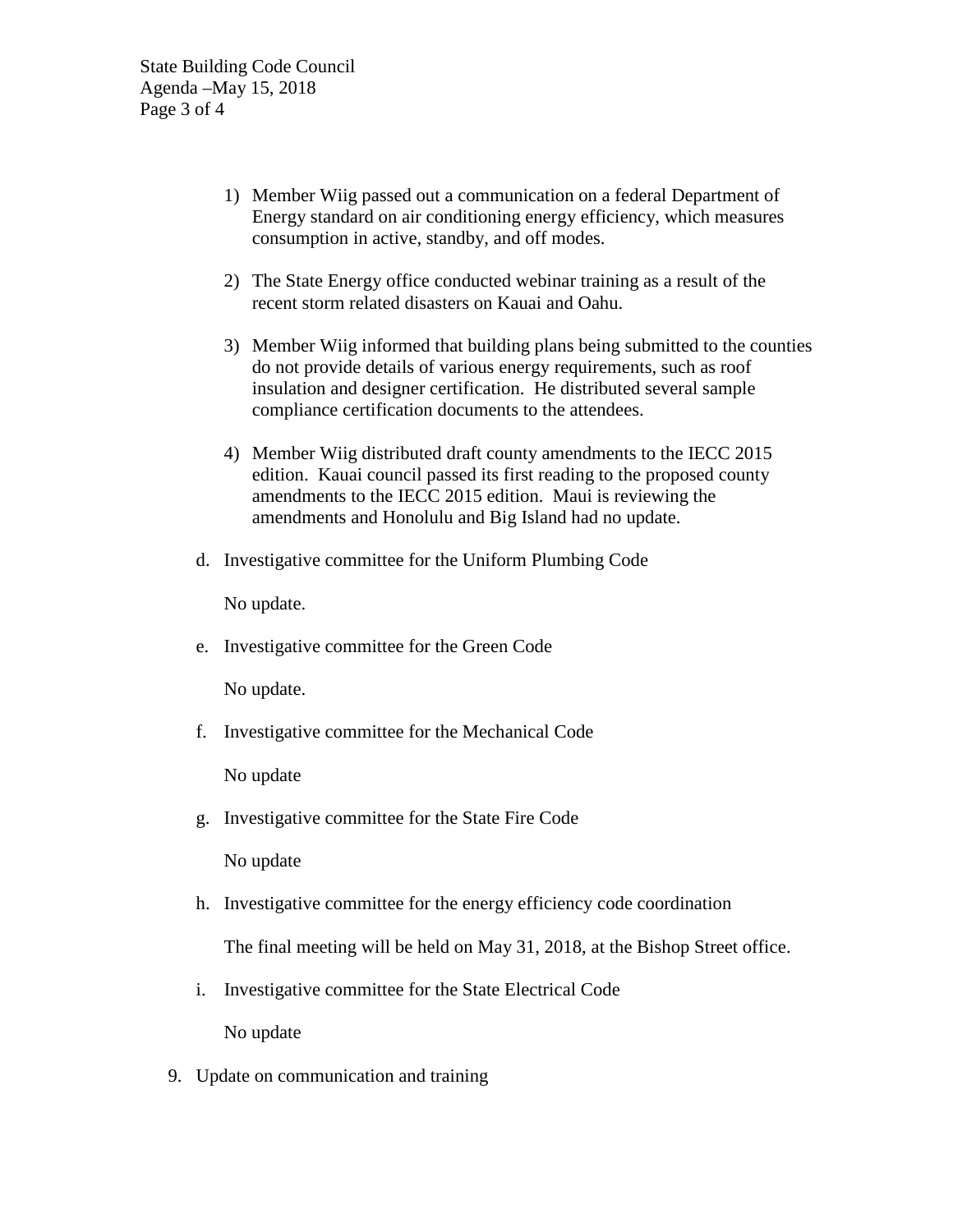1) Member Wiig passed out a communication on a federal Department of Energy standard on air conditioning energy efficiency, which measures consumption in active, standby, and off modes.

2) The State Energy office conducted webinar training as a result of the recent storm related disasters on Kauai and Oahu.

3) Member Wiig informed that building plans being submitted to the counties do not provide details of various energy requirements, such as roof insulation and designer certification. He distributed several sample compliance certification documents to the attendees.

4) Member Wiig distributed draft county amendments to the IECC 2015 edition. Kauai council passed its first reading to the proposed county amendments to the IECC 2015 edition. Maui is reviewing the amendments and Honolulu and Big Island had no update.

d. Investigative committee for the Uniform Plumbing Code

   No update.

e. Investigative committee for the Green Code

   No update.

f. Investigative committee for the Mechanical Code

   No update

g. Investigative committee for the State Fire Code

   No update

h. Investigative committee for the energy efficiency code coordination

   The final meeting will be held on May 31, 2018, at the Bishop Street office.

i. Investigative committee for the State Electrical Code

   No update

9. Update on communication and training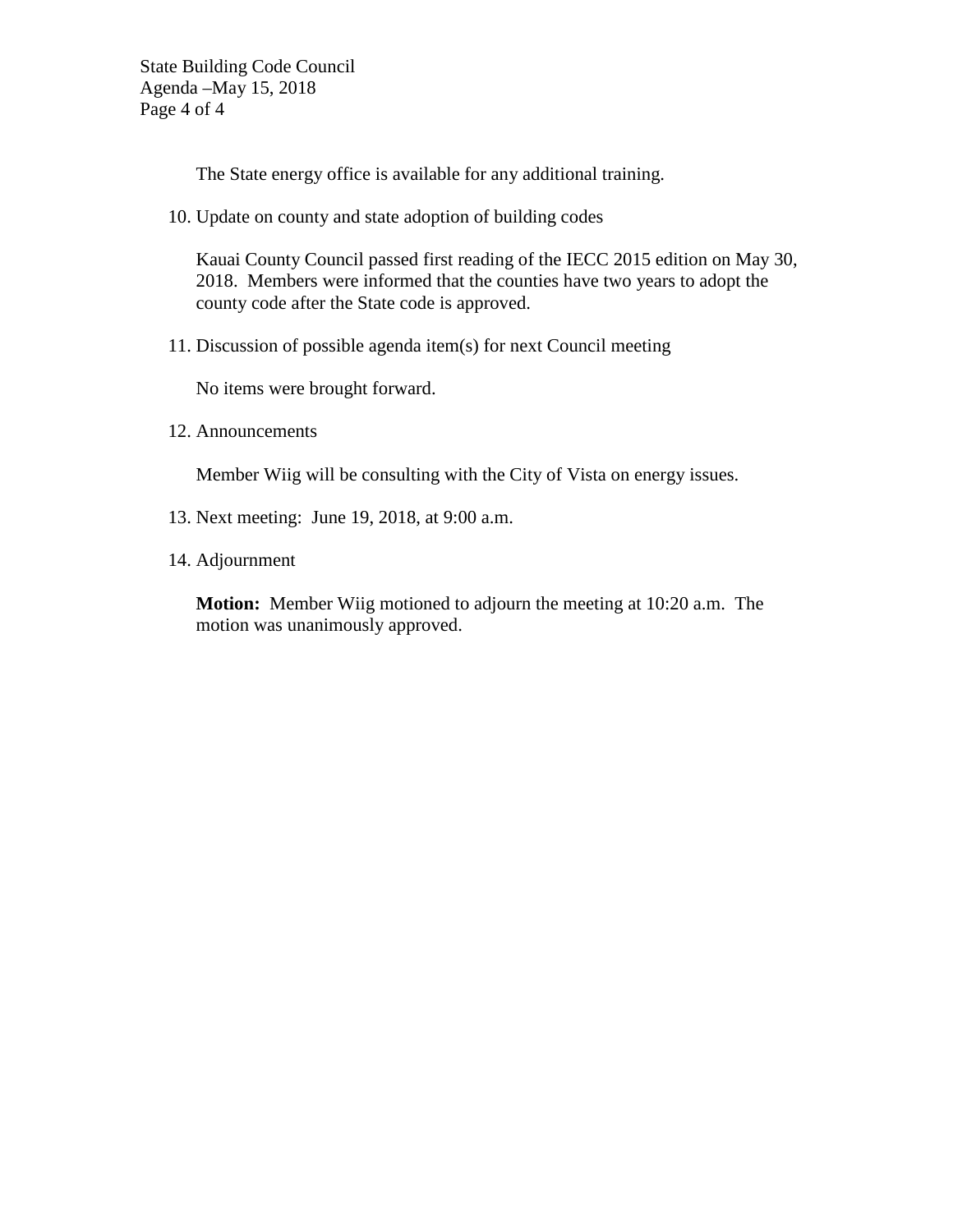The State energy office is available for any additional training.

10. Update on county and state adoption of building codes

    Kauai County Council passed first reading of the IECC 2015 edition on May 30, 2018. Members were informed that the counties have two years to adopt the county code after the State code is approved.

11. Discussion of possible agenda item(s) for next Council meeting

    No items were brought forward.

12. Announcements

    Member Wiig will be consulting with the City of Vista on energy issues.

13. Next meeting: June 19, 2018, at 9:00 a.m.

14. Adjournment

    **Motion:** Member Wiig motioned to adjourn the meeting at 10:20 a.m. The motion was unanimously approved.